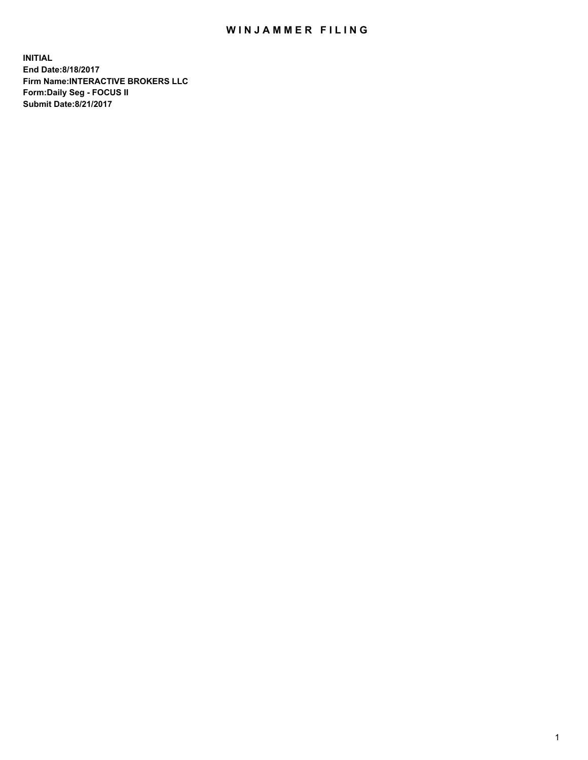# WINJAMMER FILING

**INITIAL**
**End Date:8/18/2017**
**Firm Name:INTERACTIVE BROKERS LLC**
**Form:Daily Seg - FOCUS II**
**Submit Date:8/21/2017**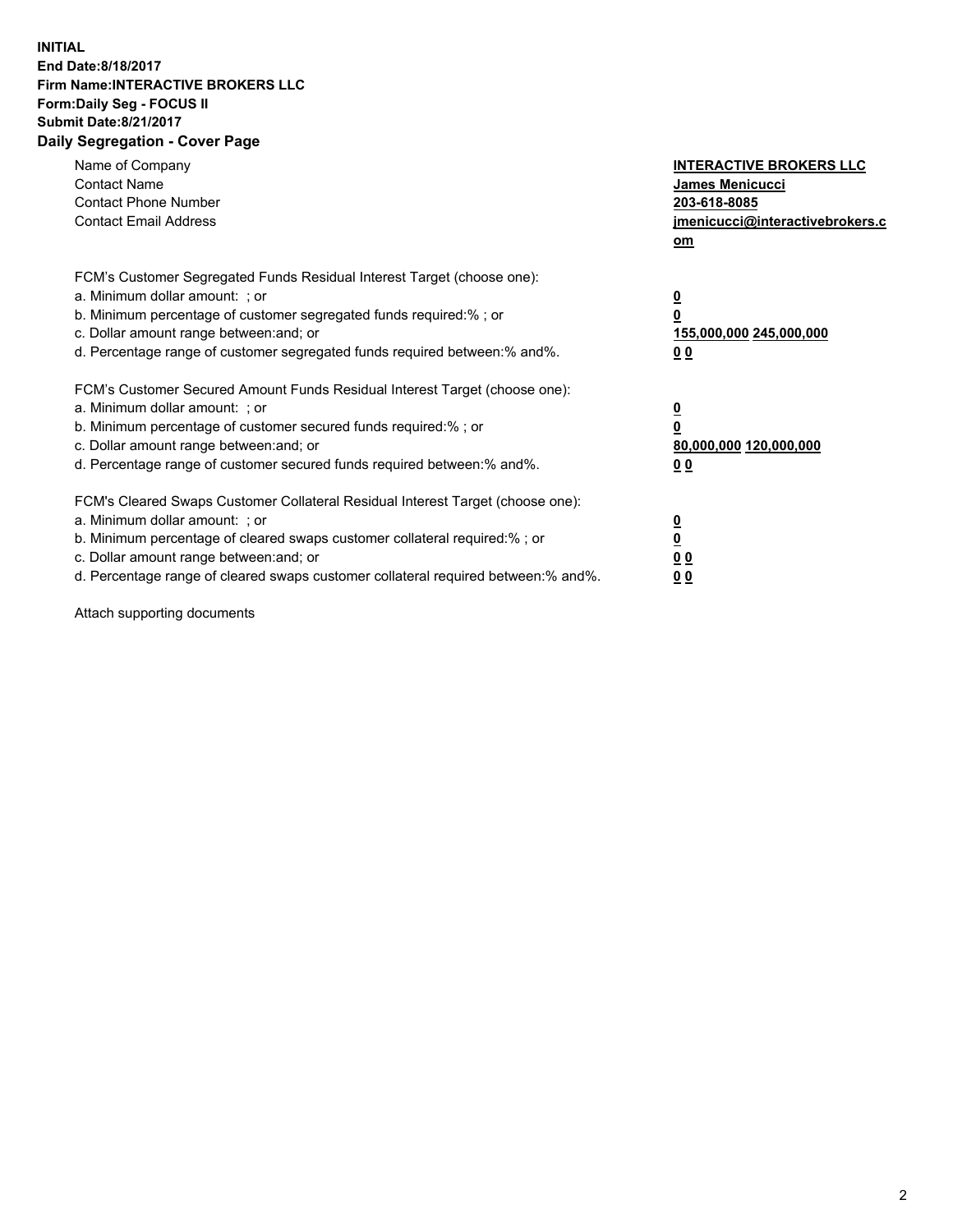**INITIAL**
**End Date:8/18/2017**
**Firm Name:INTERACTIVE BROKERS LLC**
**Form:Daily Seg - FOCUS II**
**Submit Date:8/21/2017**
**Daily Segregation - Cover Page**

| | |
|---|---|
| Name of Company | **INTERACTIVE BROKERS LLC** |
| Contact Name | **James Menicucci** |
| Contact Phone Number | **203-618-8085** |
| Contact Email Address | **jmenicucci@interactivebrokers.com** |

FCM's Customer Segregated Funds Residual Interest Target (choose one):

| | |
|---|---|
| a. Minimum dollar amount: ; or | **0** |
| b. Minimum percentage of customer segregated funds required:% ; or | **0** |
| c. Dollar amount range between:and; or | **155,000,000 245,000,000** |
| d. Percentage range of customer segregated funds required between:% and%. | **0 0** |

FCM's Customer Secured Amount Funds Residual Interest Target (choose one):

| | |
|---|---|
| a. Minimum dollar amount: ; or | **0** |
| b. Minimum percentage of customer secured funds required:% ; or | **0** |
| c. Dollar amount range between:and; or | **80,000,000 120,000,000** |
| d. Percentage range of customer secured funds required between:% and%. | **0 0** |

FCM's Cleared Swaps Customer Collateral Residual Interest Target (choose one):

| | |
|---|---|
| a. Minimum dollar amount: ; or | **0** |
| b. Minimum percentage of cleared swaps customer collateral required:% ; or | **0** |
| c. Dollar amount range between:and; or | **0 0** |
| d. Percentage range of cleared swaps customer collateral required between:% and%. | **0 0** |

Attach supporting documents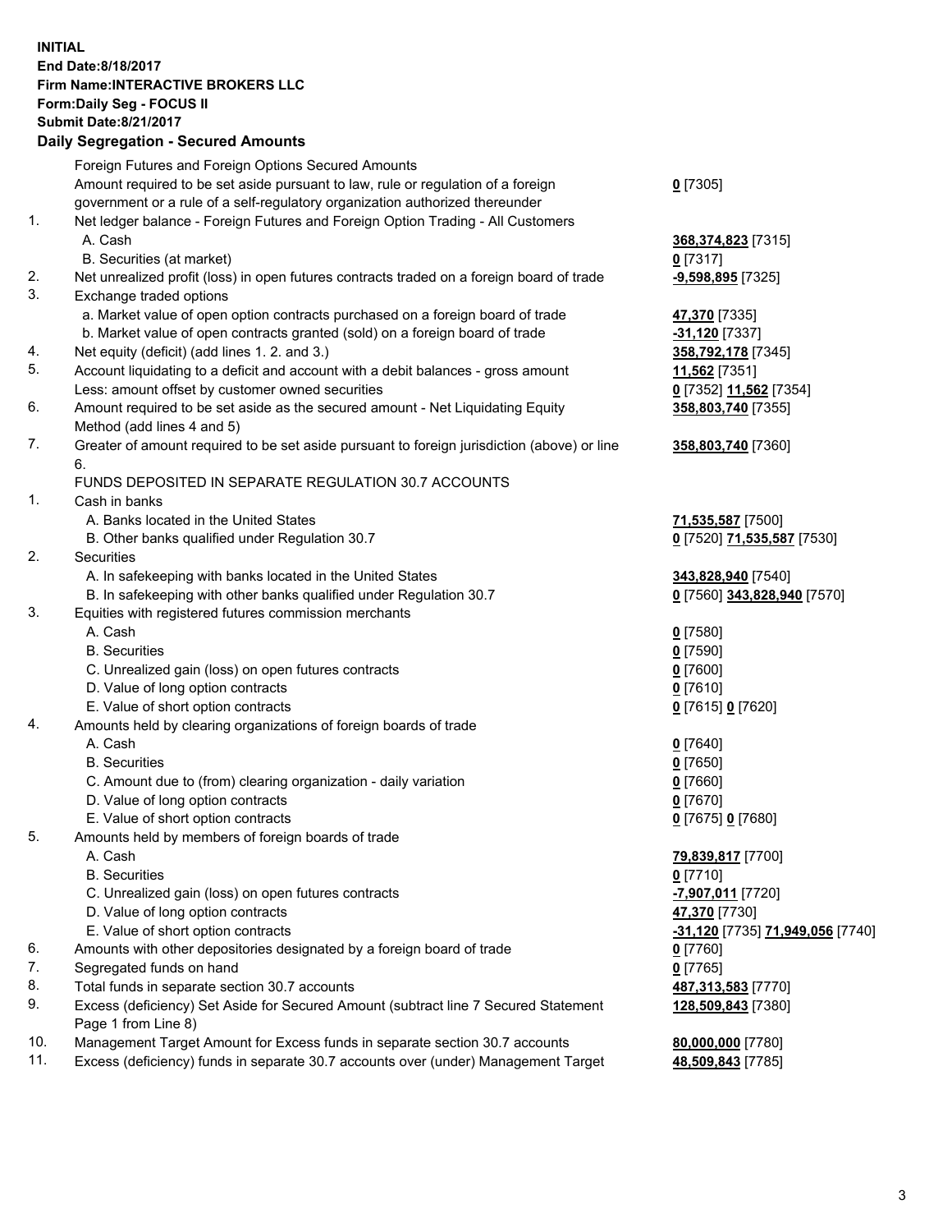**INITIAL**
**End Date:8/18/2017**
**Firm Name:INTERACTIVE BROKERS LLC**
**Form:Daily Seg - FOCUS II**
**Submit Date:8/21/2017**

## Daily Segregation - Secured Amounts

| | | |
|---|---|---|
| | Foreign Futures and Foreign Options Secured Amounts | |
| | Amount required to be set aside pursuant to law, rule or regulation of a foreign government or a rule of a self-regulatory organization authorized thereunder | **0** [7305] |
| 1. | Net ledger balance - Foreign Futures and Foreign Option Trading - All Customers | |
| | A. Cash | **368,374,823** [7315] |
| | B. Securities (at market) | **0** [7317] |
| 2. | Net unrealized profit (loss) in open futures contracts traded on a foreign board of trade | **-9,598,895** [7325] |
| 3. | Exchange traded options | |
| | a. Market value of open option contracts purchased on a foreign board of trade | **47,370** [7335] |
| | b. Market value of open contracts granted (sold) on a foreign board of trade | **-31,120** [7337] |
| 4. | Net equity (deficit) (add lines 1. 2. and 3.) | **358,792,178** [7345] |
| 5. | Account liquidating to a deficit and account with a debit balances - gross amount | **11,562** [7351] |
| | Less: amount offset by customer owned securities | **0** [7352] **11,562** [7354] |
| 6. | Amount required to be set aside as the secured amount - Net Liquidating Equity Method (add lines 4 and 5) | **358,803,740** [7355] |
| 7. | Greater of amount required to be set aside pursuant to foreign jurisdiction (above) or line 6. | **358,803,740** [7360] |
| | FUNDS DEPOSITED IN SEPARATE REGULATION 30.7 ACCOUNTS | |
| 1. | Cash in banks | |
| | A. Banks located in the United States | **71,535,587** [7500] |
| | B. Other banks qualified under Regulation 30.7 | **0** [7520] **71,535,587** [7530] |
| 2. | Securities | |
| | A. In safekeeping with banks located in the United States | **343,828,940** [7540] |
| | B. In safekeeping with other banks qualified under Regulation 30.7 | **0** [7560] **343,828,940** [7570] |
| 3. | Equities with registered futures commission merchants | |
| | A. Cash | **0** [7580] |
| | B. Securities | **0** [7590] |
| | C. Unrealized gain (loss) on open futures contracts | **0** [7600] |
| | D. Value of long option contracts | **0** [7610] |
| | E. Value of short option contracts | **0** [7615] **0** [7620] |
| 4. | Amounts held by clearing organizations of foreign boards of trade | |
| | A. Cash | **0** [7640] |
| | B. Securities | **0** [7650] |
| | C. Amount due to (from) clearing organization - daily variation | **0** [7660] |
| | D. Value of long option contracts | **0** [7670] |
| | E. Value of short option contracts | **0** [7675] **0** [7680] |
| 5. | Amounts held by members of foreign boards of trade | |
| | A. Cash | **79,839,817** [7700] |
| | B. Securities | **0** [7710] |
| | C. Unrealized gain (loss) on open futures contracts | **-7,907,011** [7720] |
| | D. Value of long option contracts | **47,370** [7730] |
| | E. Value of short option contracts | **-31,120** [7735] **71,949,056** [7740] |
| 6. | Amounts with other depositories designated by a foreign board of trade | **0** [7760] |
| 7. | Segregated funds on hand | **0** [7765] |
| 8. | Total funds in separate section 30.7 accounts | **487,313,583** [7770] |
| 9. | Excess (deficiency) Set Aside for Secured Amount (subtract line 7 Secured Statement Page 1 from Line 8) | **128,509,843** [7380] |
| 10. | Management Target Amount for Excess funds in separate section 30.7 accounts | **80,000,000** [7780] |
| 11. | Excess (deficiency) funds in separate 30.7 accounts over (under) Management Target | **48,509,843** [7785] |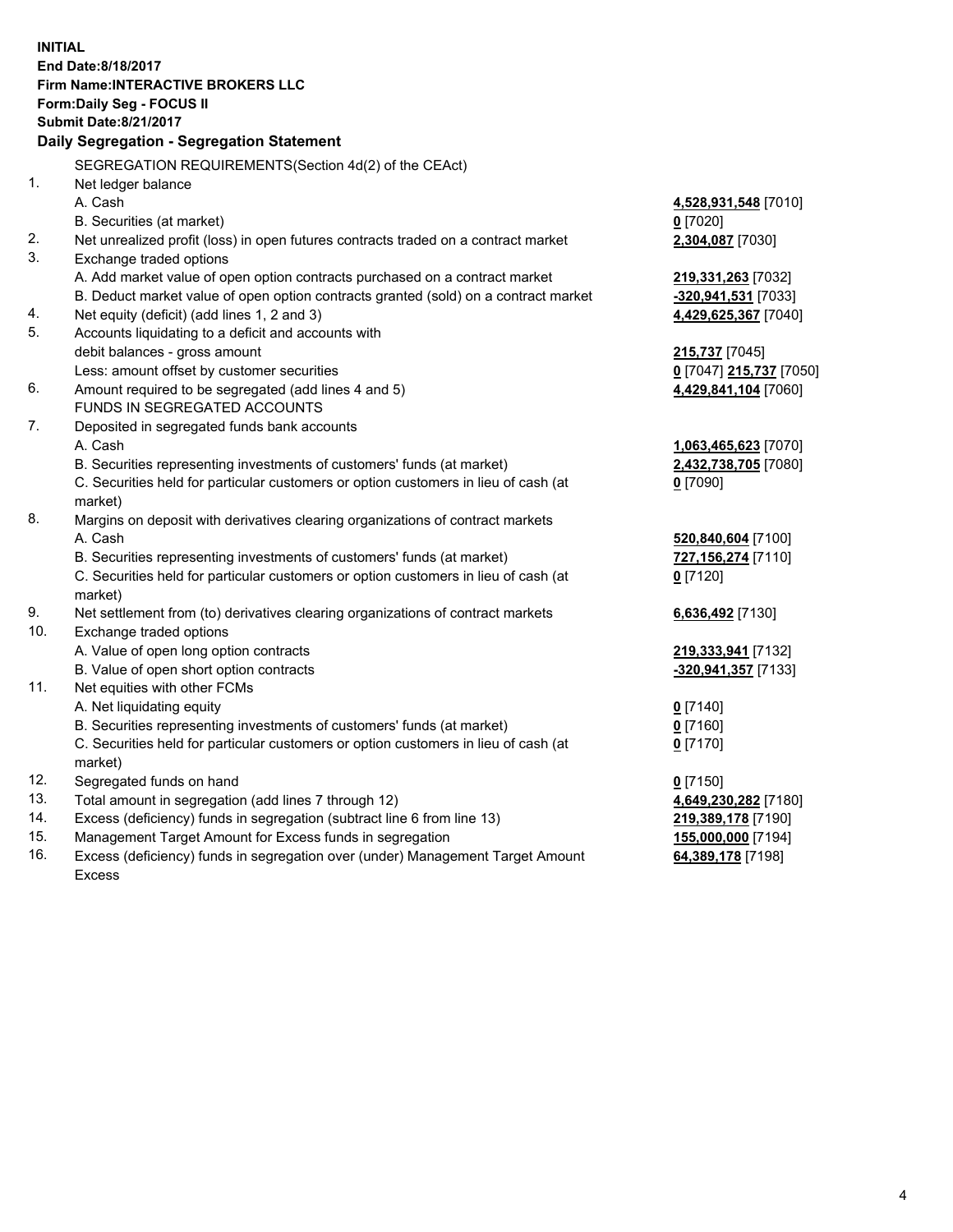**INITIAL**
**End Date:8/18/2017**
**Firm Name:INTERACTIVE BROKERS LLC**
**Form:Daily Seg - FOCUS II**
**Submit Date:8/21/2017**

**Daily Segregation - Segregation Statement**

| | | |
|---|---|---|
| | SEGREGATION REQUIREMENTS(Section 4d(2) of the CEAct) | |
| 1. | Net ledger balance | |
| | A. Cash | 4,528,931,548 [7010] |
| | B. Securities (at market) | 0 [7020] |
| 2. | Net unrealized profit (loss) in open futures contracts traded on a contract market | 2,304,087 [7030] |
| 3. | Exchange traded options | |
| | A. Add market value of open option contracts purchased on a contract market | 219,331,263 [7032] |
| | B. Deduct market value of open option contracts granted (sold) on a contract market | -320,941,531 [7033] |
| 4. | Net equity (deficit) (add lines 1, 2 and 3) | 4,429,625,367 [7040] |
| 5. | Accounts liquidating to a deficit and accounts with debit balances - gross amount | 215,737 [7045] |
| | Less: amount offset by customer securities | 0 [7047] 215,737 [7050] |
| 6. | Amount required to be segregated (add lines 4 and 5) | 4,429,841,104 [7060] |
| | FUNDS IN SEGREGATED ACCOUNTS | |
| 7. | Deposited in segregated funds bank accounts | |
| | A. Cash | 1,063,465,623 [7070] |
| | B. Securities representing investments of customers' funds (at market) | 2,432,738,705 [7080] |
| | C. Securities held for particular customers or option customers in lieu of cash (at market) | 0 [7090] |
| 8. | Margins on deposit with derivatives clearing organizations of contract markets | |
| | A. Cash | 520,840,604 [7100] |
| | B. Securities representing investments of customers' funds (at market) | 727,156,274 [7110] |
| | C. Securities held for particular customers or option customers in lieu of cash (at market) | 0 [7120] |
| 9. | Net settlement from (to) derivatives clearing organizations of contract markets | 6,636,492 [7130] |
| 10. | Exchange traded options | |
| | A. Value of open long option contracts | 219,333,941 [7132] |
| | B. Value of open short option contracts | -320,941,357 [7133] |
| 11. | Net equities with other FCMs | |
| | A. Net liquidating equity | 0 [7140] |
| | B. Securities representing investments of customers' funds (at market) | 0 [7160] |
| | C. Securities held for particular customers or option customers in lieu of cash (at market) | 0 [7170] |
| 12. | Segregated funds on hand | 0 [7150] |
| 13. | Total amount in segregation (add lines 7 through 12) | 4,649,230,282 [7180] |
| 14. | Excess (deficiency) funds in segregation (subtract line 6 from line 13) | 219,389,178 [7190] |
| 15. | Management Target Amount for Excess funds in segregation | 155,000,000 [7194] |
| 16. | Excess (deficiency) funds in segregation over (under) Management Target Amount Excess | 64,389,178 [7198] |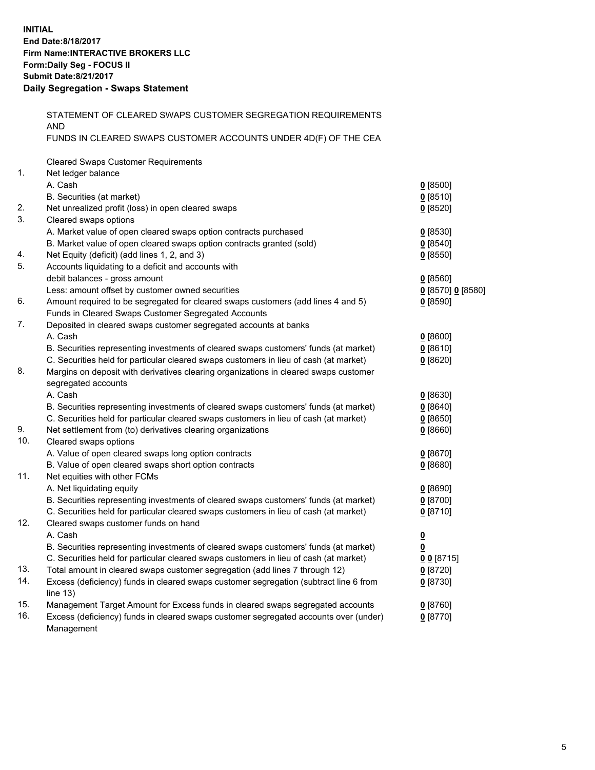**INITIAL**
**End Date:8/18/2017**
**Firm Name:INTERACTIVE BROKERS LLC**
**Form:Daily Seg - FOCUS II**
**Submit Date:8/21/2017**
**Daily Segregation - Swaps Statement**

STATEMENT OF CLEARED SWAPS CUSTOMER SEGREGATION REQUIREMENTS
AND
FUNDS IN CLEARED SWAPS CUSTOMER ACCOUNTS UNDER 4D(F) OF THE CEA

| | | |
|---|---|---|
| | Cleared Swaps Customer Requirements | |
| 1. | Net ledger balance | |
| | A. Cash | 0 [8500] |
| | B. Securities (at market) | 0 [8510] |
| 2. | Net unrealized profit (loss) in open cleared swaps | 0 [8520] |
| 3. | Cleared swaps options | |
| | A. Market value of open cleared swaps option contracts purchased | 0 [8530] |
| | B. Market value of open cleared swaps option contracts granted (sold) | 0 [8540] |
| 4. | Net Equity (deficit) (add lines 1, 2, and 3) | 0 [8550] |
| 5. | Accounts liquidating to a deficit and accounts with | |
| | debit balances - gross amount | 0 [8560] |
| | Less: amount offset by customer owned securities | 0 [8570] 0 [8580] |
| 6. | Amount required to be segregated for cleared swaps customers (add lines 4 and 5) | 0 [8590] |
| | Funds in Cleared Swaps Customer Segregated Accounts | |
| 7. | Deposited in cleared swaps customer segregated accounts at banks | |
| | A. Cash | 0 [8600] |
| | B. Securities representing investments of cleared swaps customers' funds (at market) | 0 [8610] |
| | C. Securities held for particular cleared swaps customers in lieu of cash (at market) | 0 [8620] |
| 8. | Margins on deposit with derivatives clearing organizations in cleared swaps customer segregated accounts | |
| | A. Cash | 0 [8630] |
| | B. Securities representing investments of cleared swaps customers' funds (at market) | 0 [8640] |
| | C. Securities held for particular cleared swaps customers in lieu of cash (at market) | 0 [8650] |
| 9. | Net settlement from (to) derivatives clearing organizations | 0 [8660] |
| 10. | Cleared swaps options | |
| | A. Value of open cleared swaps long option contracts | 0 [8670] |
| | B. Value of open cleared swaps short option contracts | 0 [8680] |
| 11. | Net equities with other FCMs | |
| | A. Net liquidating equity | 0 [8690] |
| | B. Securities representing investments of cleared swaps customers' funds (at market) | 0 [8700] |
| | C. Securities held for particular cleared swaps customers in lieu of cash (at market) | 0 [8710] |
| 12. | Cleared swaps customer funds on hand | |
| | A. Cash | 0 |
| | B. Securities representing investments of cleared swaps customers' funds (at market) | 0 |
| | C. Securities held for particular cleared swaps customers in lieu of cash (at market) | 0 0 [8715] |
| 13. | Total amount in cleared swaps customer segregation (add lines 7 through 12) | 0 [8720] |
| 14. | Excess (deficiency) funds in cleared swaps customer segregation (subtract line 6 from line 13) | 0 [8730] |
| 15. | Management Target Amount for Excess funds in cleared swaps segregated accounts | 0 [8760] |
| 16. | Excess (deficiency) funds in cleared swaps customer segregated accounts over (under) Management | 0 [8770] |